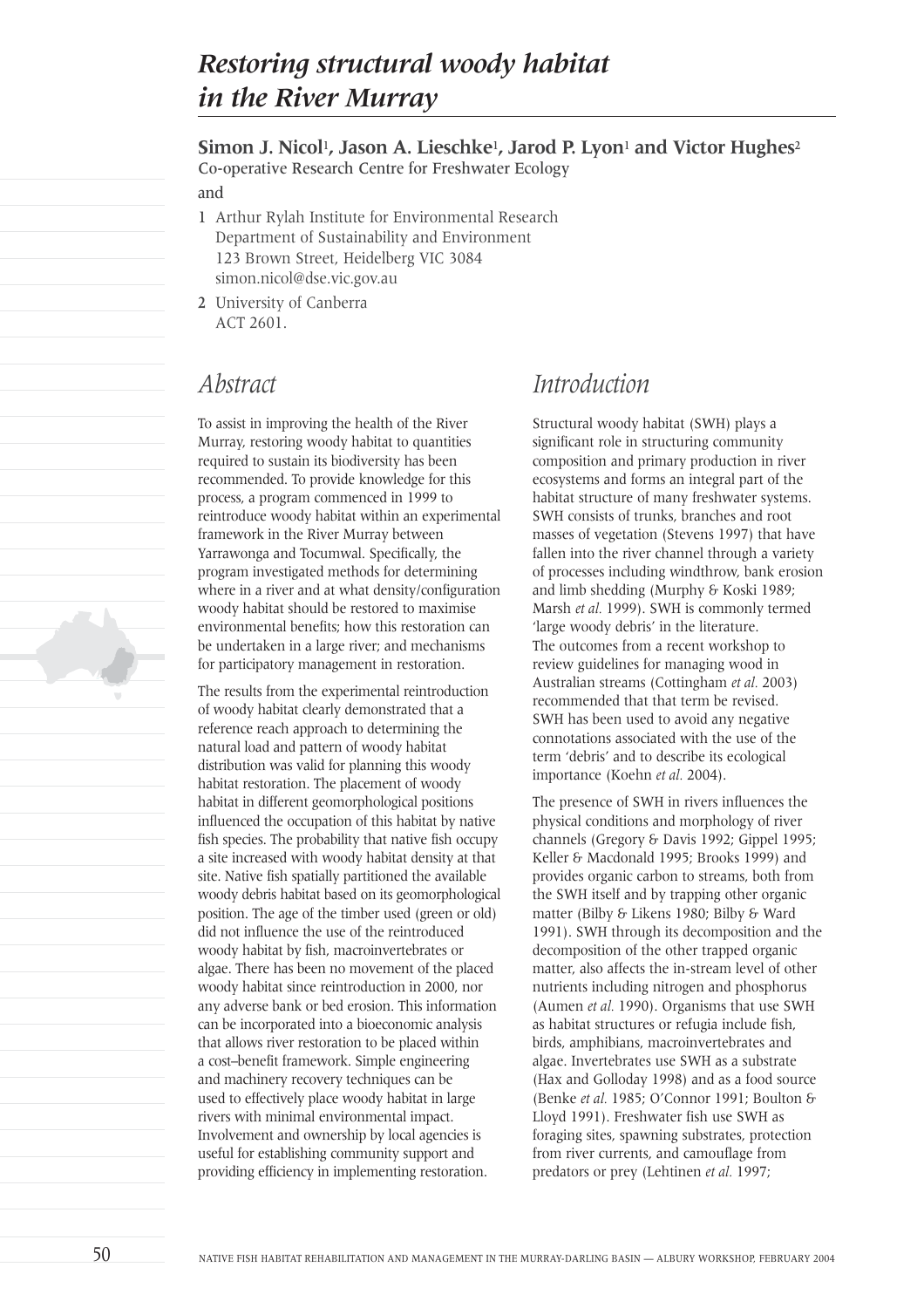# Restoring structural woody habitat in the River Murray

**Simon J. Nicol[1], Jason A. Lieschke[1], Jarod P. Lyon[1] and Victor Hughes[2]**

Co-operative Research Centre for Freshwater Ecology

and

1 Arthur Rylah Institute for Environmental Research
Department of Sustainability and Environment
123 Brown Street, Heidelberg VIC 3084
simon.nicol@dse.vic.gov.au

2 University of Canberra
ACT 2601.

## Abstract

To assist in improving the health of the River Murray, restoring woody habitat to quantities required to sustain its biodiversity has been recommended. To provide knowledge for this process, a program commenced in 1999 to reintroduce woody habitat within an experimental framework in the River Murray between Yarrawonga and Tocumwal. Specifically, the program investigated methods for determining where in a river and at what density/configuration woody habitat should be restored to maximise environmental benefits; how this restoration can be undertaken in a large river; and mechanisms for participatory management in restoration.

The results from the experimental reintroduction of woody habitat clearly demonstrated that a reference reach approach to determining the natural load and pattern of woody habitat distribution was valid for planning this woody habitat restoration. The placement of woody habitat in different geomorphological positions influenced the occupation of this habitat by native fish species. The probability that native fish occupy a site increased with woody habitat density at that site. Native fish spatially partitioned the available woody debris habitat based on its geomorphological position. The age of the timber used (green or old) did not influence the use of the reintroduced woody habitat by fish, macroinvertebrates or algae. There has been no movement of the placed woody habitat since reintroduction in 2000, nor any adverse bank or bed erosion. This information can be incorporated into a bioeconomic analysis that allows river restoration to be placed within a cost–benefit framework. Simple engineering and machinery recovery techniques can be used to effectively place woody habitat in large rivers with minimal environmental impact. Involvement and ownership by local agencies is useful for establishing community support and providing efficiency in implementing restoration.

## Introduction

Structural woody habitat (SWH) plays a significant role in structuring community composition and primary production in river ecosystems and forms an integral part of the habitat structure of many freshwater systems. SWH consists of trunks, branches and root masses of vegetation (Stevens 1997) that have fallen into the river channel through a variety of processes including windthrow, bank erosion and limb shedding (Murphy & Koski 1989; Marsh *et al.* 1999). SWH is commonly termed 'large woody debris' in the literature. The outcomes from a recent workshop to review guidelines for managing wood in Australian streams (Cottingham *et al.* 2003) recommended that that term be revised. SWH has been used to avoid any negative connotations associated with the use of the term 'debris' and to describe its ecological importance (Koehn *et al.* 2004).

The presence of SWH in rivers influences the physical conditions and morphology of river channels (Gregory & Davis 1992; Gippel 1995; Keller & Macdonald 1995; Brooks 1999) and provides organic carbon to streams, both from the SWH itself and by trapping other organic matter (Bilby & Likens 1980; Bilby & Ward 1991). SWH through its decomposition and the decomposition of the other trapped organic matter, also affects the in-stream level of other nutrients including nitrogen and phosphorus (Aumen *et al.* 1990). Organisms that use SWH as habitat structures or refugia include fish, birds, amphibians, macroinvertebrates and algae. Invertebrates use SWH as a substrate (Hax and Golloday 1998) and as a food source (Benke *et al.* 1985; O'Connor 1991; Boulton & Lloyd 1991). Freshwater fish use SWH as foraging sites, spawning substrates, protection from river currents, and camouflage from predators or prey (Lehtinen *et al.* 1997;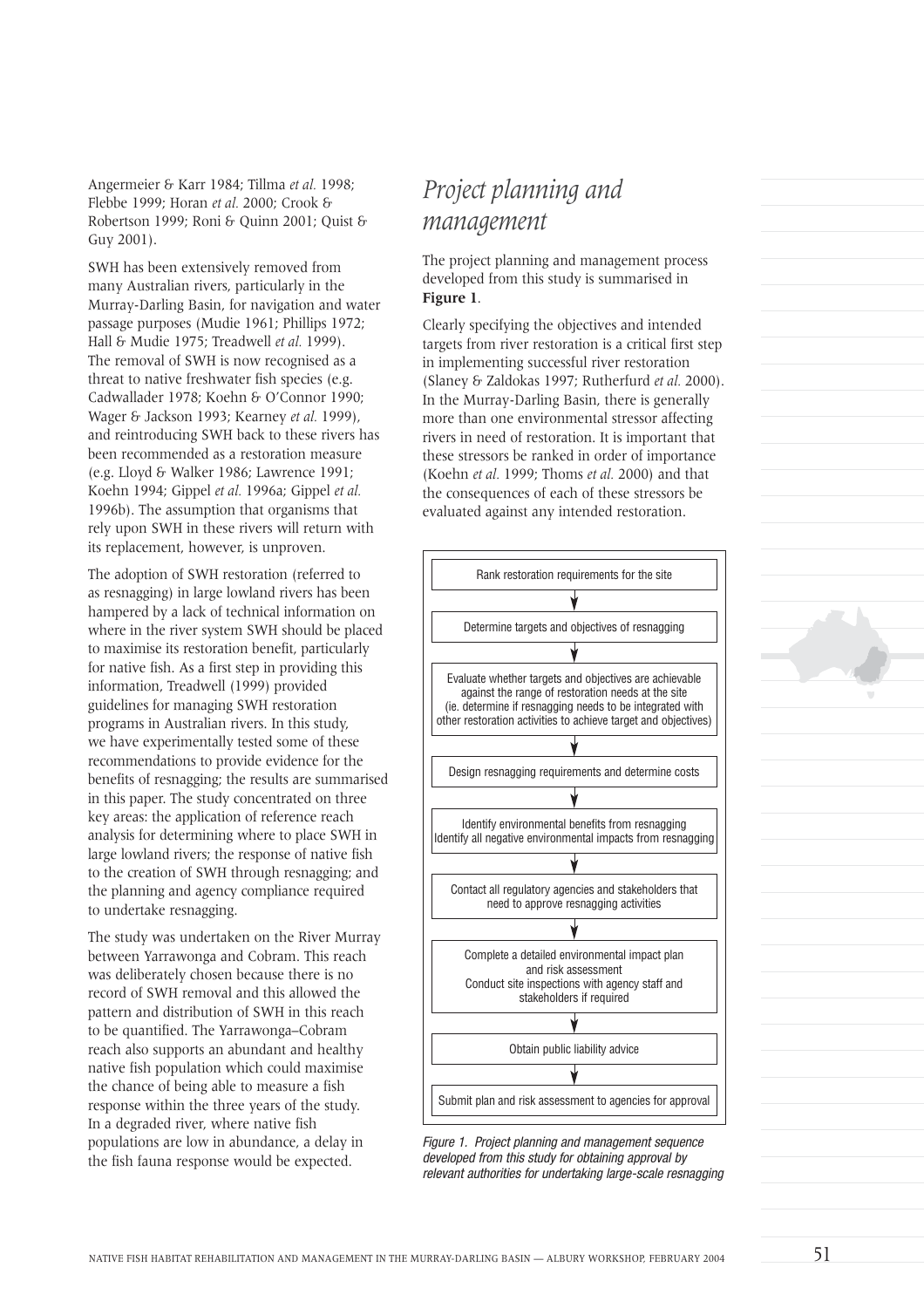Angermeier & Karr 1984; Tillma *et al.* 1998; Flebbe 1999; Horan *et al.* 2000; Crook & Robertson 1999; Roni & Quinn 2001; Quist & Guy 2001).

SWH has been extensively removed from many Australian rivers, particularly in the Murray-Darling Basin, for navigation and water passage purposes (Mudie 1961; Phillips 1972; Hall & Mudie 1975; Treadwell *et al.* 1999). The removal of SWH is now recognised as a threat to native freshwater fish species (e.g. Cadwallader 1978; Koehn & O'Connor 1990; Wager & Jackson 1993; Kearney *et al.* 1999), and reintroducing SWH back to these rivers has been recommended as a restoration measure (e.g. Lloyd & Walker 1986; Lawrence 1991; Koehn 1994; Gippel *et al.* 1996a; Gippel *et al.* 1996b). The assumption that organisms that rely upon SWH in these rivers will return with its replacement, however, is unproven.

The adoption of SWH restoration (referred to as resnagging) in large lowland rivers has been hampered by a lack of technical information on where in the river system SWH should be placed to maximise its restoration benefit, particularly for native fish. As a first step in providing this information, Treadwell (1999) provided guidelines for managing SWH restoration programs in Australian rivers. In this study, we have experimentally tested some of these recommendations to provide evidence for the benefits of resnagging; the results are summarised in this paper. The study concentrated on three key areas: the application of reference reach analysis for determining where to place SWH in large lowland rivers; the response of native fish to the creation of SWH through resnagging; and the planning and agency compliance required to undertake resnagging.

The study was undertaken on the River Murray between Yarrawonga and Cobram. This reach was deliberately chosen because there is no record of SWH removal and this allowed the pattern and distribution of SWH in this reach to be quantified. The Yarrawonga–Cobram reach also supports an abundant and healthy native fish population which could maximise the chance of being able to measure a fish response within the three years of the study. In a degraded river, where native fish populations are low in abundance, a delay in the fish fauna response would be expected.

# *Project planning and management*

The project planning and management process developed from this study is summarised in **Figure 1**.

Clearly specifying the objectives and intended targets from river restoration is a critical first step in implementing successful river restoration (Slaney & Zaldokas 1997; Rutherfurd *et al.* 2000). In the Murray-Darling Basin, there is generally more than one environmental stressor affecting rivers in need of restoration. It is important that these stressors be ranked in order of importance (Koehn *et al.* 1999; Thoms *et al.* 2000) and that the consequences of each of these stressors be evaluated against any intended restoration.

Rank restoration requirements for the site
↓
Determine targets and objectives of resnagging
↓
Evaluate whether targets and objectives are achievable against the range of restoration needs at the site (ie. determine if resnagging needs to be integrated with other restoration activities to achieve target and objectives)
↓
Design resnagging requirements and determine costs
↓
Identify environmental benefits from resnagging
Identify all negative environmental impacts from resnagging
↓
Contact all regulatory agencies and stakeholders that need to approve resnagging activities
↓
Complete a detailed environmental impact plan and risk assessment
Conduct site inspections with agency staff and stakeholders if required
↓
Obtain public liability advice
↓
Submit plan and risk assessment to agencies for approval

*Figure 1. Project planning and management sequence developed from this study for obtaining approval by relevant authorities for undertaking large-scale resnagging*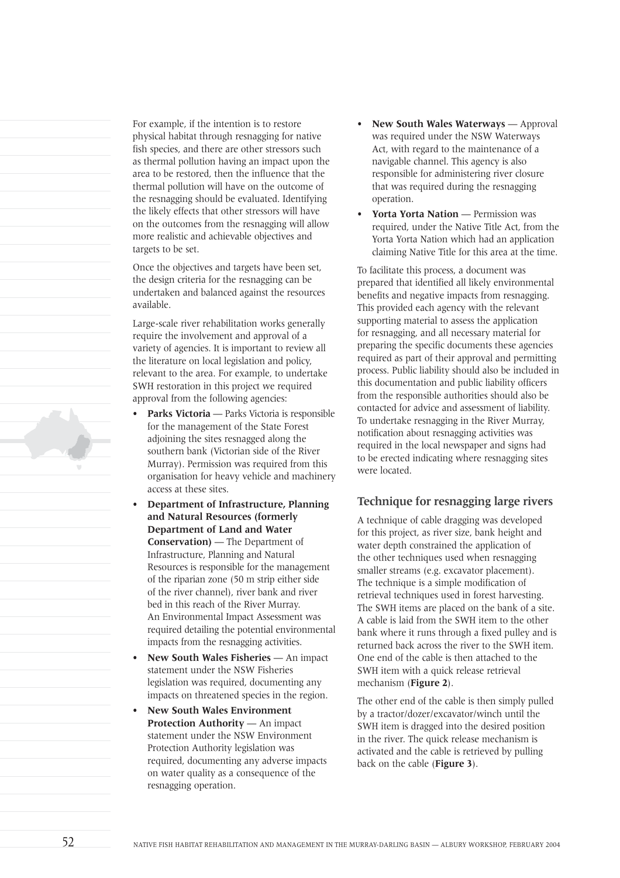For example, if the intention is to restore physical habitat through resnagging for native fish species, and there are other stressors such as thermal pollution having an impact upon the area to be restored, then the influence that the thermal pollution will have on the outcome of the resnagging should be evaluated. Identifying the likely effects that other stressors will have on the outcomes from the resnagging will allow more realistic and achievable objectives and targets to be set.

Once the objectives and targets have been set, the design criteria for the resnagging can be undertaken and balanced against the resources available.

Large-scale river rehabilitation works generally require the involvement and approval of a variety of agencies. It is important to review all the literature on local legislation and policy, relevant to the area. For example, to undertake SWH restoration in this project we required approval from the following agencies:

- **Parks Victoria** — Parks Victoria is responsible for the management of the State Forest adjoining the sites resnagged along the southern bank (Victorian side of the River Murray). Permission was required from this organisation for heavy vehicle and machinery access at these sites.
- **Department of Infrastructure, Planning and Natural Resources (formerly Department of Land and Water Conservation)** — The Department of Infrastructure, Planning and Natural Resources is responsible for the management of the riparian zone (50 m strip either side of the river channel), river bank and river bed in this reach of the River Murray. An Environmental Impact Assessment was required detailing the potential environmental impacts from the resnagging activities.
- **New South Wales Fisheries** — An impact statement under the NSW Fisheries legislation was required, documenting any impacts on threatened species in the region.
- **New South Wales Environment Protection Authority** — An impact statement under the NSW Environment Protection Authority legislation was required, documenting any adverse impacts on water quality as a consequence of the resnagging operation.
- **New South Wales Waterways** — Approval was required under the NSW Waterways Act, with regard to the maintenance of a navigable channel. This agency is also responsible for administering river closure that was required during the resnagging operation.
- **Yorta Yorta Nation** — Permission was required, under the Native Title Act, from the Yorta Yorta Nation which had an application claiming Native Title for this area at the time.

To facilitate this process, a document was prepared that identified all likely environmental benefits and negative impacts from resnagging. This provided each agency with the relevant supporting material to assess the application for resnagging, and all necessary material for preparing the specific documents these agencies required as part of their approval and permitting process. Public liability should also be included in this documentation and public liability officers from the responsible authorities should also be contacted for advice and assessment of liability. To undertake resnagging in the River Murray, notification about resnagging activities was required in the local newspaper and signs had to be erected indicating where resnagging sites were located.

## Technique for resnagging large rivers

A technique of cable dragging was developed for this project, as river size, bank height and water depth constrained the application of the other techniques used when resnagging smaller streams (e.g. excavator placement). The technique is a simple modification of retrieval techniques used in forest harvesting. The SWH items are placed on the bank of a site. A cable is laid from the SWH item to the other bank where it runs through a fixed pulley and is returned back across the river to the SWH item. One end of the cable is then attached to the SWH item with a quick release retrieval mechanism (**Figure 2**).

The other end of the cable is then simply pulled by a tractor/dozer/excavator/winch until the SWH item is dragged into the desired position in the river. The quick release mechanism is activated and the cable is retrieved by pulling back on the cable (**Figure 3**).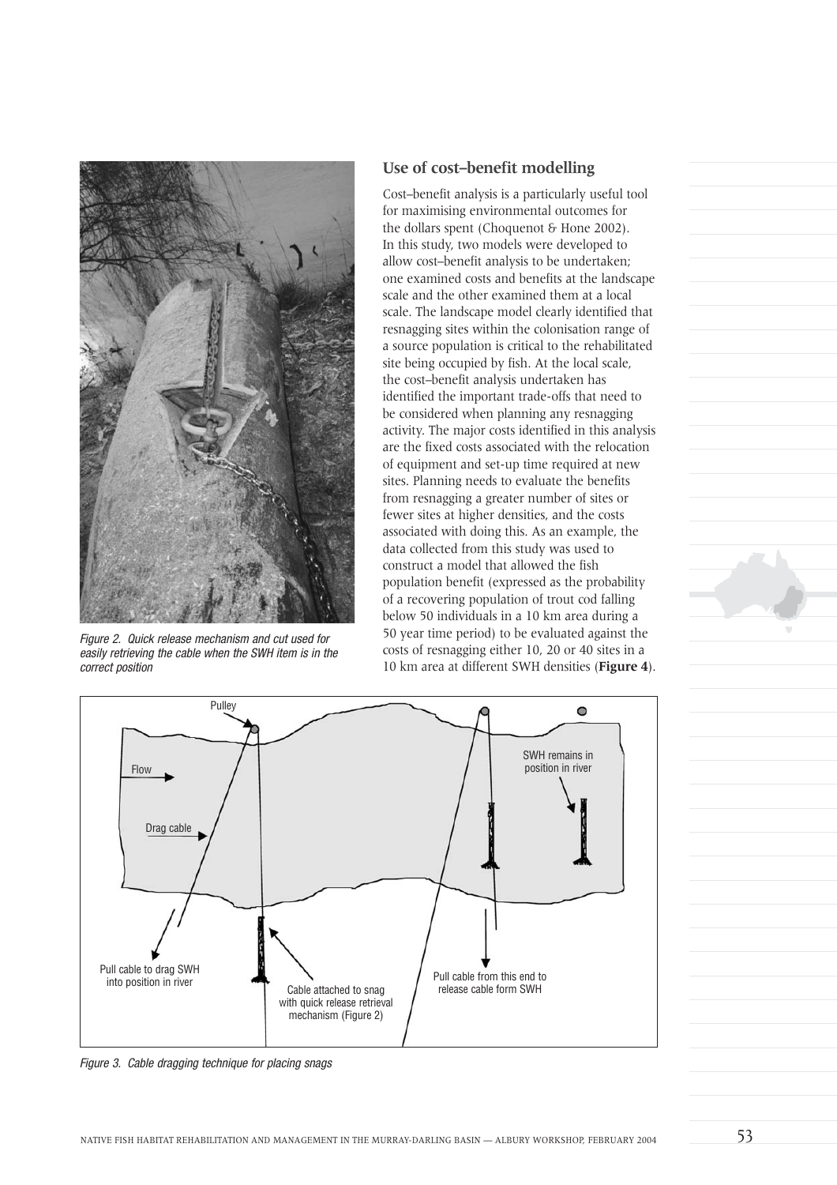Figure 2. Quick release mechanism and cut used for easily retrieving the cable when the SWH item is in the correct position

## Use of cost–benefit modelling

Cost–benefit analysis is a particularly useful tool for maximising environmental outcomes for the dollars spent (Choquenot & Hone 2002). In this study, two models were developed to allow cost–benefit analysis to be undertaken; one examined costs and benefits at the landscape scale and the other examined them at a local scale. The landscape model clearly identified that resnagging sites within the colonisation range of a source population is critical to the rehabilitated site being occupied by fish. At the local scale, the cost–benefit analysis undertaken has identified the important trade-offs that need to be considered when planning any resnagging activity. The major costs identified in this analysis are the fixed costs associated with the relocation of equipment and set-up time required at new sites. Planning needs to evaluate the benefits from resnagging a greater number of sites or fewer sites at higher densities, and the costs associated with doing this. As an example, the data collected from this study was used to construct a model that allowed the fish population benefit (expressed as the probability of a recovering population of trout cod falling below 50 individuals in a 10 km area during a 50 year time period) to be evaluated against the costs of resnagging either 10, 20 or 40 sites in a 10 km area at different SWH densities (**Figure 4**).

Figure 3. Cable dragging technique for placing snags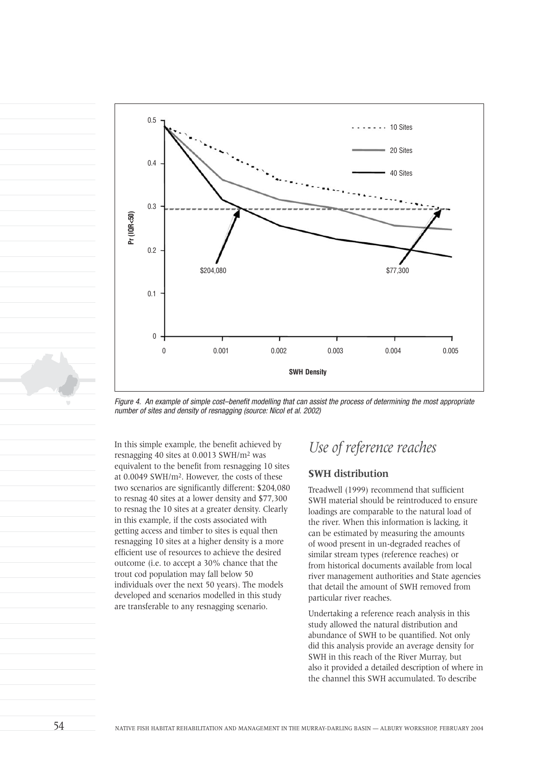Figure 4. An example of simple cost–benefit modelling that can assist the process of determining the most appropriate number of sites and density of resnagging (source: Nicol et al. 2002)

In this simple example, the benefit achieved by resnagging 40 sites at 0.0013 SWH/m² was equivalent to the benefit from resnagging 10 sites at 0.0049 SWH/m². However, the costs of these two scenarios are significantly different: $204,080 to resnag 40 sites at a lower density and $77,300 to resnag the 10 sites at a greater density. Clearly in this example, if the costs associated with getting access and timber to sites is equal then resnagging 10 sites at a higher density is a more efficient use of resources to achieve the desired outcome (i.e. to accept a 30% chance that the trout cod population may fall below 50 individuals over the next 50 years). The models developed and scenarios modelled in this study are transferable to any resnagging scenario.

## *Use of reference reaches*

### SWH distribution

Treadwell (1999) recommend that sufficient SWH material should be reintroduced to ensure loadings are comparable to the natural load of the river. When this information is lacking, it can be estimated by measuring the amounts of wood present in un-degraded reaches of similar stream types (reference reaches) or from historical documents available from local river management authorities and State agencies that detail the amount of SWH removed from particular river reaches.

Undertaking a reference reach analysis in this study allowed the natural distribution and abundance of SWH to be quantified. Not only did this analysis provide an average density for SWH in this reach of the River Murray, but also it provided a detailed description of where in the channel this SWH accumulated. To describe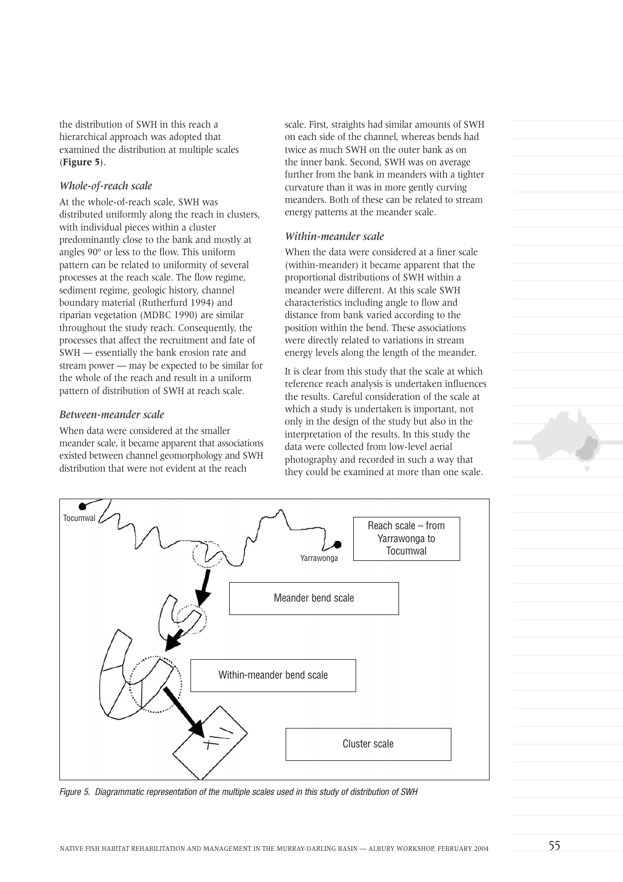the distribution of SWH in this reach a hierarchical approach was adopted that examined the distribution at multiple scales (**Figure 5**).

### *Whole-of-reach scale*

At the whole-of-reach scale, SWH was distributed uniformly along the reach in clusters, with individual pieces within a cluster predominantly close to the bank and mostly at angles 90º or less to the flow. This uniform pattern can be related to uniformity of several processes at the reach scale. The flow regime, sediment regime, geologic history, channel boundary material (Rutherfurd 1994) and riparian vegetation (MDBC 1990) are similar throughout the study reach. Consequently, the processes that affect the recruitment and fate of SWH — essentially the bank erosion rate and stream power — may be expected to be similar for the whole of the reach and result in a uniform pattern of distribution of SWH at reach scale.

### *Between-meander scale*

When data were considered at the smaller meander scale, it became apparent that associations existed between channel geomorphology and SWH distribution that were not evident at the reach scale. First, straights had similar amounts of SWH on each side of the channel, whereas bends had twice as much SWH on the outer bank as on the inner bank. Second, SWH was on average further from the bank in meanders with a tighter curvature than it was in more gently curving meanders. Both of these can be related to stream energy patterns at the meander scale.

### *Within-meander scale*

When the data were considered at a finer scale (within-meander) it became apparent that the proportional distributions of SWH within a meander were different. At this scale SWH characteristics including angle to flow and distance from bank varied according to the position within the bend. These associations were directly related to variations in stream energy levels along the length of the meander.

It is clear from this study that the scale at which reference reach analysis is undertaken influences the results. Careful consideration of the scale at which a study is undertaken is important, not only in the design of the study but also in the interpretation of the results. In this study the data were collected from low-level aerial photography and recorded in such a way that they could be examined at more than one scale.

Tocumwal | Yarrawonga | Reach scale – from Yarrawonga to Tocumwal | Meander bend scale | Within-meander bend scale | Cluster scale

*Figure 5. Diagrammatic representation of the multiple scales used in this study of distribution of SWH*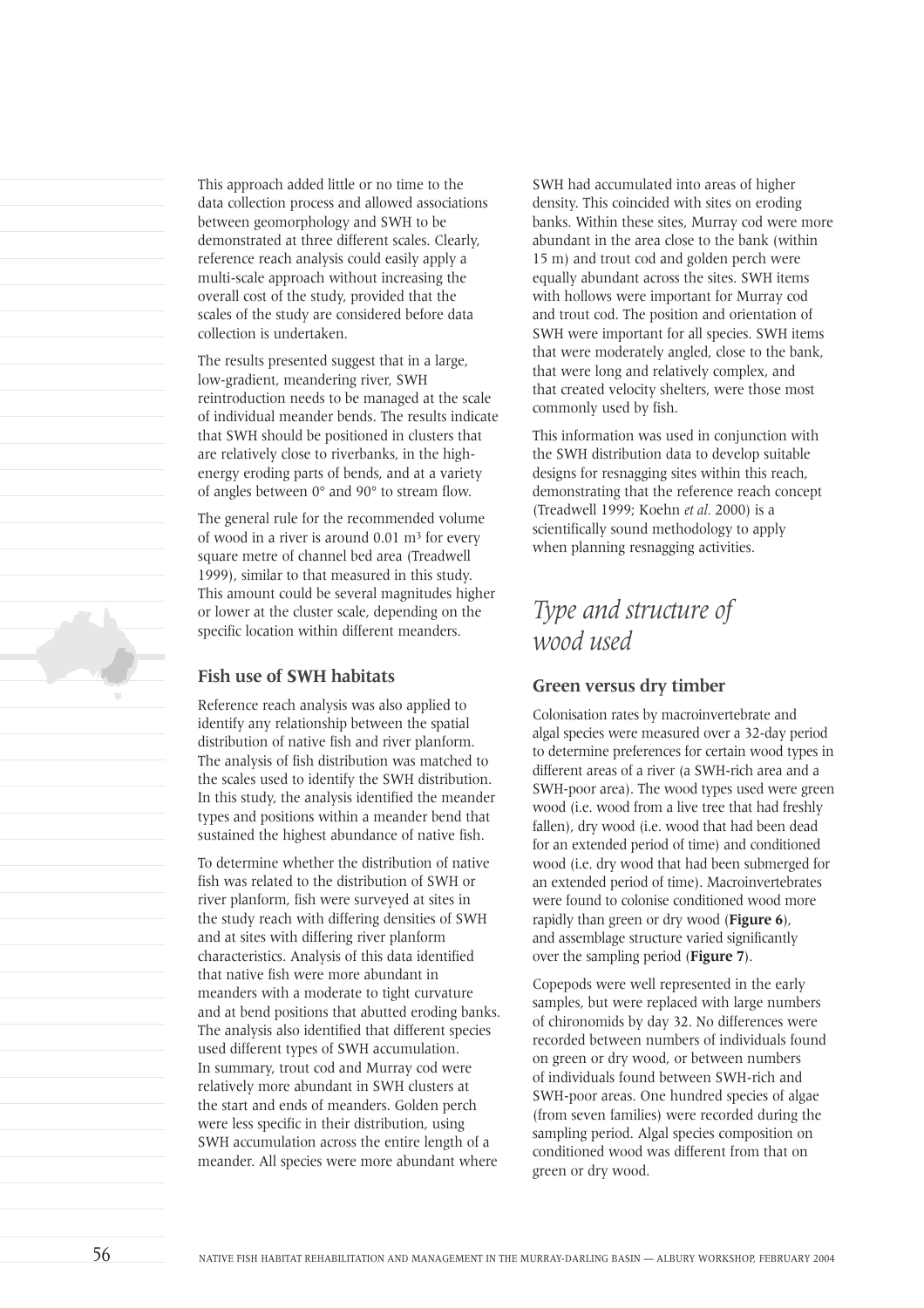This approach added little or no time to the data collection process and allowed associations between geomorphology and SWH to be demonstrated at three different scales. Clearly, reference reach analysis could easily apply a multi-scale approach without increasing the overall cost of the study, provided that the scales of the study are considered before data collection is undertaken.

The results presented suggest that in a large, low-gradient, meandering river, SWH reintroduction needs to be managed at the scale of individual meander bends. The results indicate that SWH should be positioned in clusters that are relatively close to riverbanks, in the high-energy eroding parts of bends, and at a variety of angles between 0° and 90° to stream flow.

The general rule for the recommended volume of wood in a river is around 0.01 $m^3$ for every square metre of channel bed area (Treadwell 1999), similar to that measured in this study. This amount could be several magnitudes higher or lower at the cluster scale, depending on the specific location within different meanders.

### Fish use of SWH habitats

Reference reach analysis was also applied to identify any relationship between the spatial distribution of native fish and river planform. The analysis of fish distribution was matched to the scales used to identify the SWH distribution. In this study, the analysis identified the meander types and positions within a meander bend that sustained the highest abundance of native fish.

To determine whether the distribution of native fish was related to the distribution of SWH or river planform, fish were surveyed at sites in the study reach with differing densities of SWH and at sites with differing river planform characteristics. Analysis of this data identified that native fish were more abundant in meanders with a moderate to tight curvature and at bend positions that abutted eroding banks. The analysis also identified that different species used different types of SWH accumulation. In summary, trout cod and Murray cod were relatively more abundant in SWH clusters at the start and ends of meanders. Golden perch were less specific in their distribution, using SWH accumulation across the entire length of a meander. All species were more abundant where SWH had accumulated into areas of higher density. This coincided with sites on eroding banks. Within these sites, Murray cod were more abundant in the area close to the bank (within 15 m) and trout cod and golden perch were equally abundant across the sites. SWH items with hollows were important for Murray cod and trout cod. The position and orientation of SWH were important for all species. SWH items that were moderately angled, close to the bank, that were long and relatively complex, and that created velocity shelters, were those most commonly used by fish.

This information was used in conjunction with the SWH distribution data to develop suitable designs for resnagging sites within this reach, demonstrating that the reference reach concept (Treadwell 1999; Koehn *et al.* 2000) is a scientifically sound methodology to apply when planning resnagging activities.

## *Type and structure of wood used*

### Green versus dry timber

Colonisation rates by macroinvertebrate and algal species were measured over a 32-day period to determine preferences for certain wood types in different areas of a river (a SWH-rich area and a SWH-poor area). The wood types used were green wood (i.e. wood from a live tree that had freshly fallen), dry wood (i.e. wood that had been dead for an extended period of time) and conditioned wood (i.e. dry wood that had been submerged for an extended period of time). Macroinvertebrates were found to colonise conditioned wood more rapidly than green or dry wood (**Figure 6**), and assemblage structure varied significantly over the sampling period (**Figure 7**).

Copepods were well represented in the early samples, but were replaced with large numbers of chironomids by day 32. No differences were recorded between numbers of individuals found on green or dry wood, or between numbers of individuals found between SWH-rich and SWH-poor areas. One hundred species of algae (from seven families) were recorded during the sampling period. Algal species composition on conditioned wood was different from that on green or dry wood.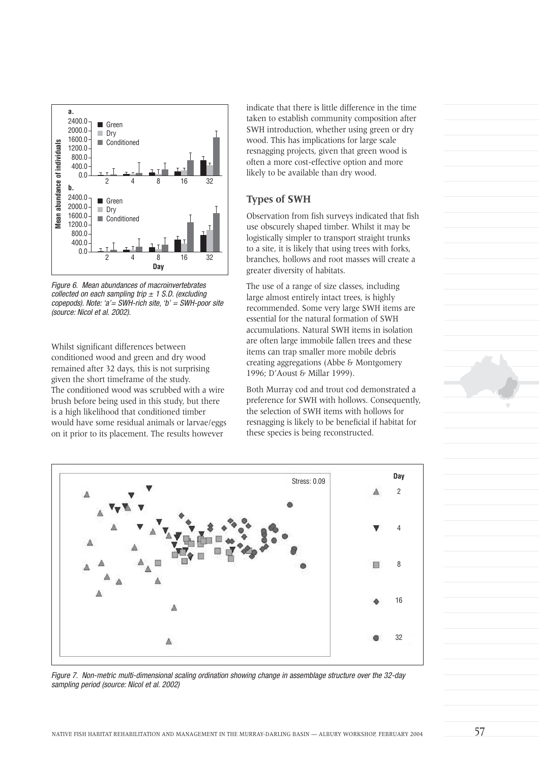Figure 6. Mean abundances of macroinvertebrates collected on each sampling trip ± 1 S.D. (excluding copepods). Note: 'a'= SWH-rich site, 'b' = SWH-poor site (source: Nicol et al. 2002).

Whilst significant differences between conditioned wood and green and dry wood remained after 32 days, this is not surprising given the short timeframe of the study. The conditioned wood was scrubbed with a wire brush before being used in this study, but there is a high likelihood that conditioned timber would have some residual animals or larvae/eggs on it prior to its placement. The results however indicate that there is little difference in the time taken to establish community composition after SWH introduction, whether using green or dry wood. This has implications for large scale resnagging projects, given that green wood is often a more cost-effective option and more likely to be available than dry wood.

## Types of SWH

Observation from fish surveys indicated that fish use obscurely shaped timber. Whilst it may be logistically simpler to transport straight trunks to a site, it is likely that using trees with forks, branches, hollows and root masses will create a greater diversity of habitats.

The use of a range of size classes, including large almost entirely intact trees, is highly recommended. Some very large SWH items are essential for the natural formation of SWH accumulations. Natural SWH items in isolation are often large immobile fallen trees and these items can trap smaller more mobile debris creating aggregations (Abbe & Montgomery 1996; D'Aoust & Millar 1999).

Both Murray cod and trout cod demonstrated a preference for SWH with hollows. Consequently, the selection of SWH items with hollows for resnagging is likely to be beneficial if habitat for these species is being reconstructed.

Figure 7. Non-metric multi-dimensional scaling ordination showing change in assemblage structure over the 32-day sampling period (source: Nicol et al. 2002)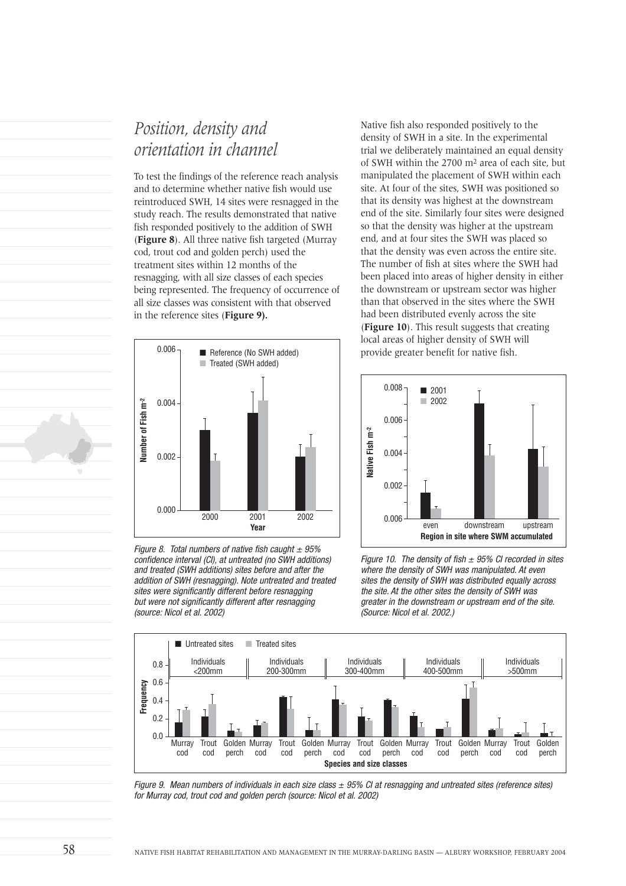## *Position, density and orientation in channel*

To test the findings of the reference reach analysis and to determine whether native fish would use reintroduced SWH, 14 sites were resnagged in the study reach. The results demonstrated that native fish responded positively to the addition of SWH (**Figure 8**). All three native fish targeted (Murray cod, trout cod and golden perch) used the treatment sites within 12 months of the resnagging, with all size classes of each species being represented. The frequency of occurrence of all size classes was consistent with that observed in the reference sites (**Figure 9).**

*Figure 8. Total numbers of native fish caught ± 95% confidence interval (CI), at untreated (no SWH additions) and treated (SWH additions) sites before and after the addition of SWH (resnagging). Note untreated and treated sites were significantly different before resnagging but were not significantly different after resnagging (source: Nicol et al. 2002)*

Native fish also responded positively to the density of SWH in a site. In the experimental trial we deliberately maintained an equal density of SWH within the 2700 m² area of each site, but manipulated the placement of SWH within each site. At four of the sites, SWH was positioned so that its density was highest at the downstream end of the site. Similarly four sites were designed so that the density was higher at the upstream end, and at four sites the SWH was placed so that the density was even across the entire site. The number of fish at sites where the SWH had been placed into areas of higher density in either the downstream or upstream sector was higher than that observed in the sites where the SWH had been distributed evenly across the site (**Figure 10**). This result suggests that creating local areas of higher density of SWH will provide greater benefit for native fish.

*Figure 10. The density of fish ± 95% CI recorded in sites where the density of SWH was manipulated. At even sites the density of SWH was distributed equally across the site. At the other sites the density of SWH was greater in the downstream or upstream end of the site. (Source: Nicol et al. 2002.)*

*Figure 9. Mean numbers of individuals in each size class ± 95% CI at resnagging and untreated sites (reference sites) for Murray cod, trout cod and golden perch (source: Nicol et al. 2002)*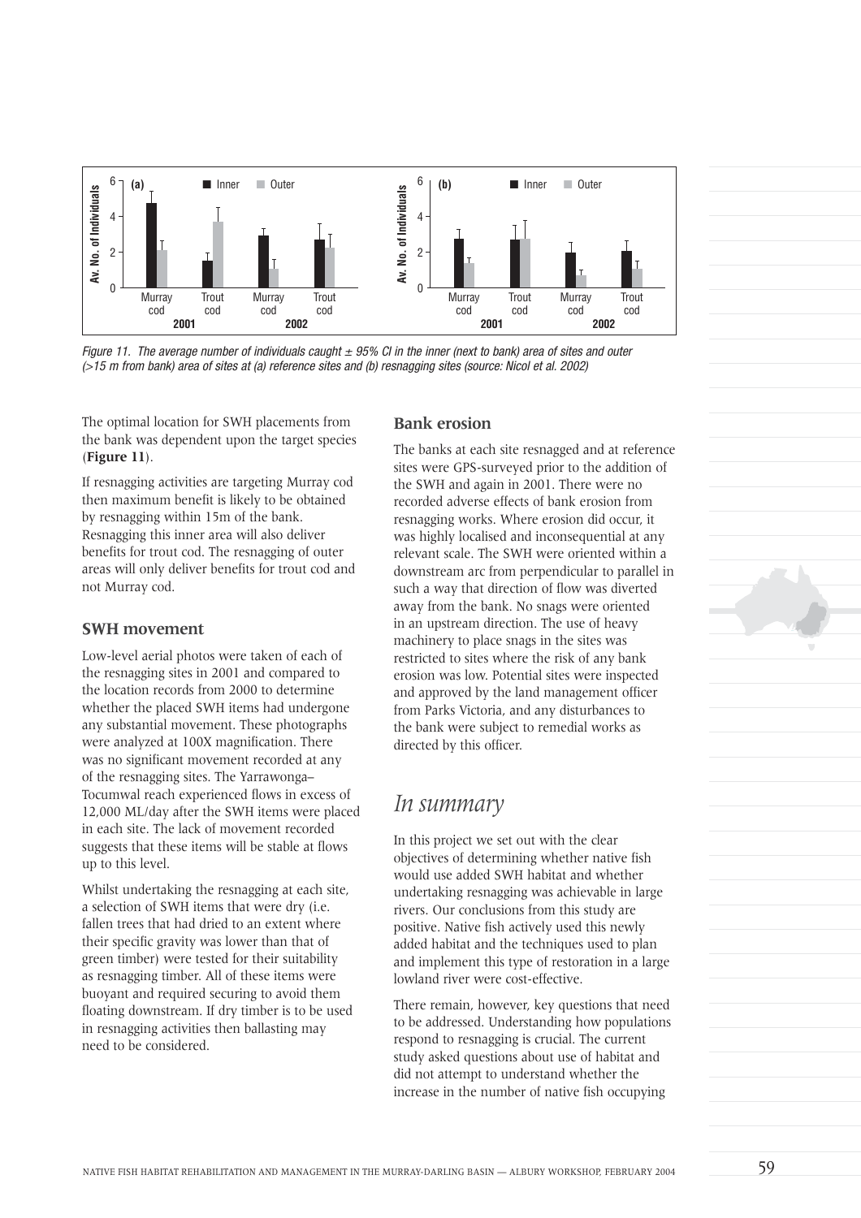Figure 11. The average number of individuals caught ± 95% CI in the inner (next to bank) area of sites and outer (>15 m from bank) area of sites at (a) reference sites and (b) resnagging sites (source: Nicol et al. 2002)

The optimal location for SWH placements from the bank was dependent upon the target species (**Figure 11**).

If resnagging activities are targeting Murray cod then maximum benefit is likely to be obtained by resnagging within 15m of the bank. Resnagging this inner area will also deliver benefits for trout cod. The resnagging of outer areas will only deliver benefits for trout cod and not Murray cod.

### SWH movement

Low-level aerial photos were taken of each of the resnagging sites in 2001 and compared to the location records from 2000 to determine whether the placed SWH items had undergone any substantial movement. These photographs were analyzed at 100X magnification. There was no significant movement recorded at any of the resnagging sites. The Yarrawonga–Tocumwal reach experienced flows in excess of 12,000 ML/day after the SWH items were placed in each site. The lack of movement recorded suggests that these items will be stable at flows up to this level.

Whilst undertaking the resnagging at each site, a selection of SWH items that were dry (i.e. fallen trees that had dried to an extent where their specific gravity was lower than that of green timber) were tested for their suitability as resnagging timber. All of these items were buoyant and required securing to avoid them floating downstream. If dry timber is to be used in resnagging activities then ballasting may need to be considered.

### Bank erosion

The banks at each site resnagged and at reference sites were GPS-surveyed prior to the addition of the SWH and again in 2001. There were no recorded adverse effects of bank erosion from resnagging works. Where erosion did occur, it was highly localised and inconsequential at any relevant scale. The SWH were oriented within a downstream arc from perpendicular to parallel in such a way that direction of flow was diverted away from the bank. No snags were oriented in an upstream direction. The use of heavy machinery to place snags in the sites was restricted to sites where the risk of any bank erosion was low. Potential sites were inspected and approved by the land management officer from Parks Victoria, and any disturbances to the bank were subject to remedial works as directed by this officer.

## *In summary*

In this project we set out with the clear objectives of determining whether native fish would use added SWH habitat and whether undertaking resnagging was achievable in large rivers. Our conclusions from this study are positive. Native fish actively used this newly added habitat and the techniques used to plan and implement this type of restoration in a large lowland river were cost-effective.

There remain, however, key questions that need to be addressed. Understanding how populations respond to resnagging is crucial. The current study asked questions about use of habitat and did not attempt to understand whether the increase in the number of native fish occupying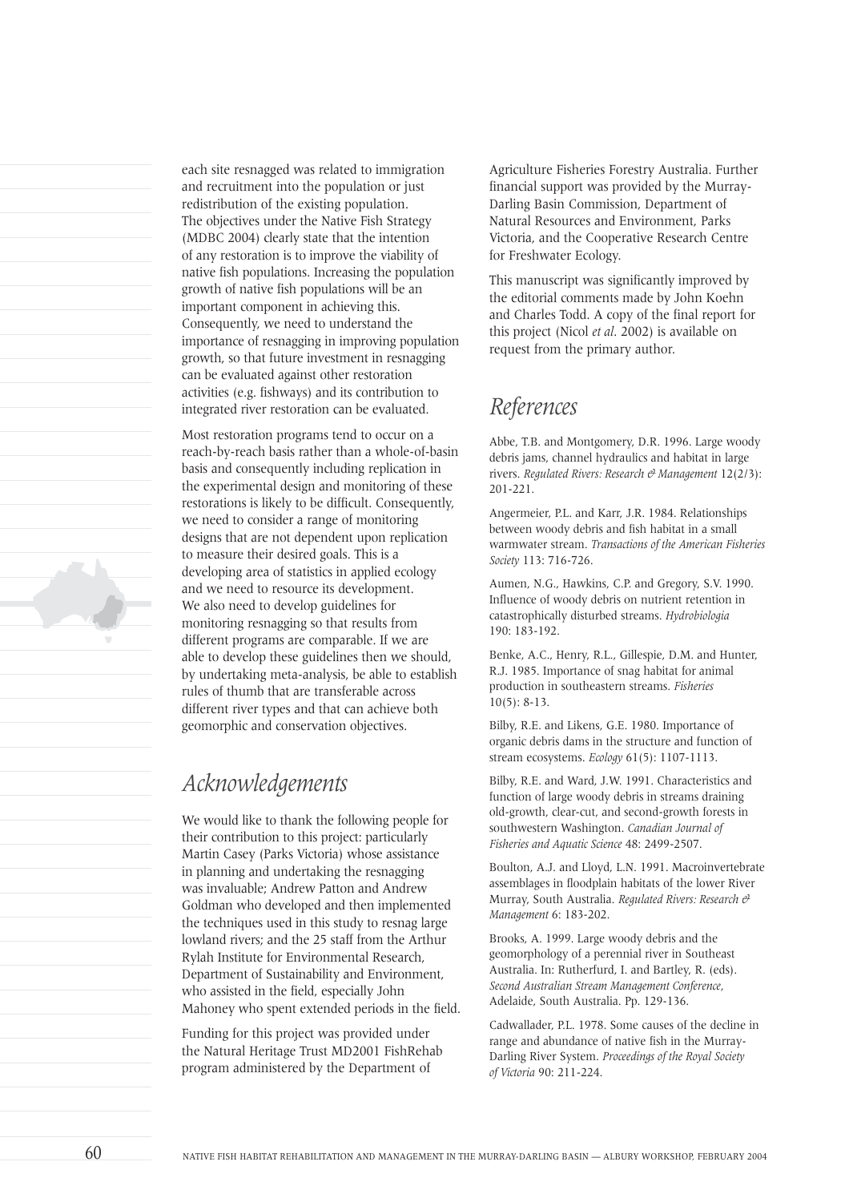each site resnagged was related to immigration and recruitment into the population or just redistribution of the existing population. The objectives under the Native Fish Strategy (MDBC 2004) clearly state that the intention of any restoration is to improve the viability of native fish populations. Increasing the population growth of native fish populations will be an important component in achieving this. Consequently, we need to understand the importance of resnagging in improving population growth, so that future investment in resnagging can be evaluated against other restoration activities (e.g. fishways) and its contribution to integrated river restoration can be evaluated.

Most restoration programs tend to occur on a reach-by-reach basis rather than a whole-of-basin basis and consequently including replication in the experimental design and monitoring of these restorations is likely to be difficult. Consequently, we need to consider a range of monitoring designs that are not dependent upon replication to measure their desired goals. This is a developing area of statistics in applied ecology and we need to resource its development. We also need to develop guidelines for monitoring resnagging so that results from different programs are comparable. If we are able to develop these guidelines then we should, by undertaking meta-analysis, be able to establish rules of thumb that are transferable across different river types and that can achieve both geomorphic and conservation objectives.

## Acknowledgements

We would like to thank the following people for their contribution to this project: particularly Martin Casey (Parks Victoria) whose assistance in planning and undertaking the resnagging was invaluable; Andrew Patton and Andrew Goldman who developed and then implemented the techniques used in this study to resnag large lowland rivers; and the 25 staff from the Arthur Rylah Institute for Environmental Research, Department of Sustainability and Environment, who assisted in the field, especially John Mahoney who spent extended periods in the field.

Funding for this project was provided under the Natural Heritage Trust MD2001 FishRehab program administered by the Department of Agriculture Fisheries Forestry Australia. Further financial support was provided by the Murray-Darling Basin Commission, Department of Natural Resources and Environment, Parks Victoria, and the Cooperative Research Centre for Freshwater Ecology.

This manuscript was significantly improved by the editorial comments made by John Koehn and Charles Todd. A copy of the final report for this project (Nicol *et al*. 2002) is available on request from the primary author.

## References

Abbe, T.B. and Montgomery, D.R. 1996. Large woody debris jams, channel hydraulics and habitat in large rivers. *Regulated Rivers: Research & Management* 12(2/3): 201-221.

Angermeier, P.L. and Karr, J.R. 1984. Relationships between woody debris and fish habitat in a small warmwater stream. *Transactions of the American Fisheries Society* 113: 716-726.

Aumen, N.G., Hawkins, C.P. and Gregory, S.V. 1990. Influence of woody debris on nutrient retention in catastrophically disturbed streams. *Hydrobiologia* 190: 183-192.

Benke, A.C., Henry, R.L., Gillespie, D.M. and Hunter, R.J. 1985. Importance of snag habitat for animal production in southeastern streams. *Fisheries* 10(5): 8-13.

Bilby, R.E. and Likens, G.E. 1980. Importance of organic debris dams in the structure and function of stream ecosystems. *Ecology* 61(5): 1107-1113.

Bilby, R.E. and Ward, J.W. 1991. Characteristics and function of large woody debris in streams draining old-growth, clear-cut, and second-growth forests in southwestern Washington. *Canadian Journal of Fisheries and Aquatic Science* 48: 2499-2507.

Boulton, A.J. and Lloyd, L.N. 1991. Macroinvertebrate assemblages in floodplain habitats of the lower River Murray, South Australia. *Regulated Rivers: Research & Management* 6: 183-202.

Brooks, A. 1999. Large woody debris and the geomorphology of a perennial river in Southeast Australia. In: Rutherfurd, I. and Bartley, R. (eds). *Second Australian Stream Management Conference*, Adelaide, South Australia. Pp. 129-136.

Cadwallader, P.L. 1978. Some causes of the decline in range and abundance of native fish in the Murray-Darling River System. *Proceedings of the Royal Society of Victoria* 90: 211-224.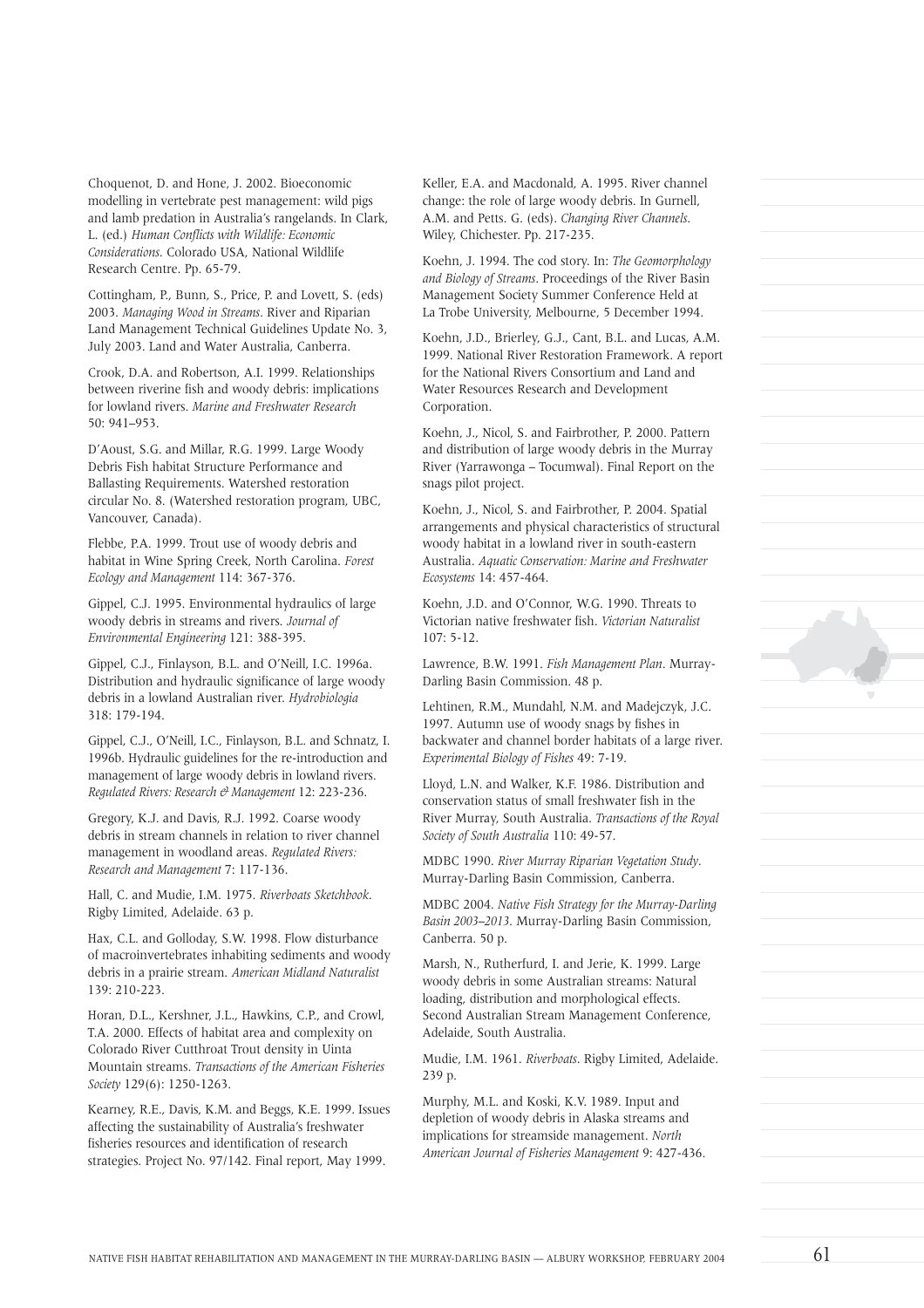Choquenot, D. and Hone, J. 2002. Bioeconomic modelling in vertebrate pest management: wild pigs and lamb predation in Australia's rangelands. In Clark, L. (ed.) *Human Conflicts with Wildlife: Economic Considerations*. Colorado USA, National Wildlife Research Centre. Pp. 65-79.

Cottingham, P., Bunn, S., Price, P. and Lovett, S. (eds) 2003. *Managing Wood in Streams*. River and Riparian Land Management Technical Guidelines Update No. 3, July 2003. Land and Water Australia, Canberra.

Crook, D.A. and Robertson, A.I. 1999. Relationships between riverine fish and woody debris: implications for lowland rivers. *Marine and Freshwater Research* 50: 941–953.

D'Aoust, S.G. and Millar, R.G. 1999. Large Woody Debris Fish habitat Structure Performance and Ballasting Requirements. Watershed restoration circular No. 8. (Watershed restoration program, UBC, Vancouver, Canada).

Flebbe, P.A. 1999. Trout use of woody debris and habitat in Wine Spring Creek, North Carolina. *Forest Ecology and Management* 114: 367-376.

Gippel, C.J. 1995. Environmental hydraulics of large woody debris in streams and rivers. *Journal of Environmental Engineering* 121: 388-395.

Gippel, C.J., Finlayson, B.L. and O'Neill, I.C. 1996a. Distribution and hydraulic significance of large woody debris in a lowland Australian river. *Hydrobiologia* 318: 179-194.

Gippel, C.J., O'Neill, I.C., Finlayson, B.L. and Schnatz, I. 1996b. Hydraulic guidelines for the re-introduction and management of large woody debris in lowland rivers. *Regulated Rivers: Research & Management* 12: 223-236.

Gregory, K.J. and Davis, R.J. 1992. Coarse woody debris in stream channels in relation to river channel management in woodland areas. *Regulated Rivers: Research and Management* 7: 117-136.

Hall, C. and Mudie, I.M. 1975. *Riverboats Sketchbook*. Rigby Limited, Adelaide. 63 p.

Hax, C.L. and Golloday, S.W. 1998. Flow disturbance of macroinvertebrates inhabiting sediments and woody debris in a prairie stream. *American Midland Naturalist* 139: 210-223.

Horan, D.L., Kershner, J.L., Hawkins, C.P., and Crowl, T.A. 2000. Effects of habitat area and complexity on Colorado River Cutthroat Trout density in Uinta Mountain streams. *Transactions of the American Fisheries Society* 129(6): 1250-1263.

Kearney, R.E., Davis, K.M. and Beggs, K.E. 1999. Issues affecting the sustainability of Australia's freshwater fisheries resources and identification of research strategies. Project No. 97/142. Final report, May 1999.

Keller, E.A. and Macdonald, A. 1995. River channel change: the role of large woody debris. In Gurnell, A.M. and Petts. G. (eds). *Changing River Channels*. Wiley, Chichester. Pp. 217-235.

Koehn, J. 1994. The cod story. In: *The Geomorphology and Biology of Streams*. Proceedings of the River Basin Management Society Summer Conference Held at La Trobe University, Melbourne, 5 December 1994.

Koehn, J.D., Brierley, G.J., Cant, B.L. and Lucas, A.M. 1999. National River Restoration Framework. A report for the National Rivers Consortium and Land and Water Resources Research and Development Corporation.

Koehn, J., Nicol, S. and Fairbrother, P. 2000. Pattern and distribution of large woody debris in the Murray River (Yarrawonga – Tocumwal). Final Report on the snags pilot project.

Koehn, J., Nicol, S. and Fairbrother, P. 2004. Spatial arrangements and physical characteristics of structural woody habitat in a lowland river in south-eastern Australia. *Aquatic Conservation: Marine and Freshwater Ecosystems* 14: 457-464.

Koehn, J.D. and O'Connor, W.G. 1990. Threats to Victorian native freshwater fish. *Victorian Naturalist* 107: 5-12.

Lawrence, B.W. 1991. *Fish Management Plan*. Murray-Darling Basin Commission. 48 p.

Lehtinen, R.M., Mundahl, N.M. and Madejczyk, J.C. 1997. Autumn use of woody snags by fishes in backwater and channel border habitats of a large river. *Experimental Biology of Fishes* 49: 7-19.

Lloyd, L.N. and Walker, K.F. 1986. Distribution and conservation status of small freshwater fish in the River Murray, South Australia. *Transactions of the Royal Society of South Australia* 110: 49-57.

MDBC 1990. *River Murray Riparian Vegetation Study*. Murray-Darling Basin Commission, Canberra.

MDBC 2004. *Native Fish Strategy for the Murray-Darling Basin 2003–2013*. Murray-Darling Basin Commission, Canberra. 50 p.

Marsh, N., Rutherfurd, I. and Jerie, K. 1999. Large woody debris in some Australian streams: Natural loading, distribution and morphological effects. Second Australian Stream Management Conference, Adelaide, South Australia.

Mudie, I.M. 1961. *Riverboats*. Rigby Limited, Adelaide. 239 p.

Murphy, M.L. and Koski, K.V. 1989. Input and depletion of woody debris in Alaska streams and implications for streamside management. *North American Journal of Fisheries Management* 9: 427-436.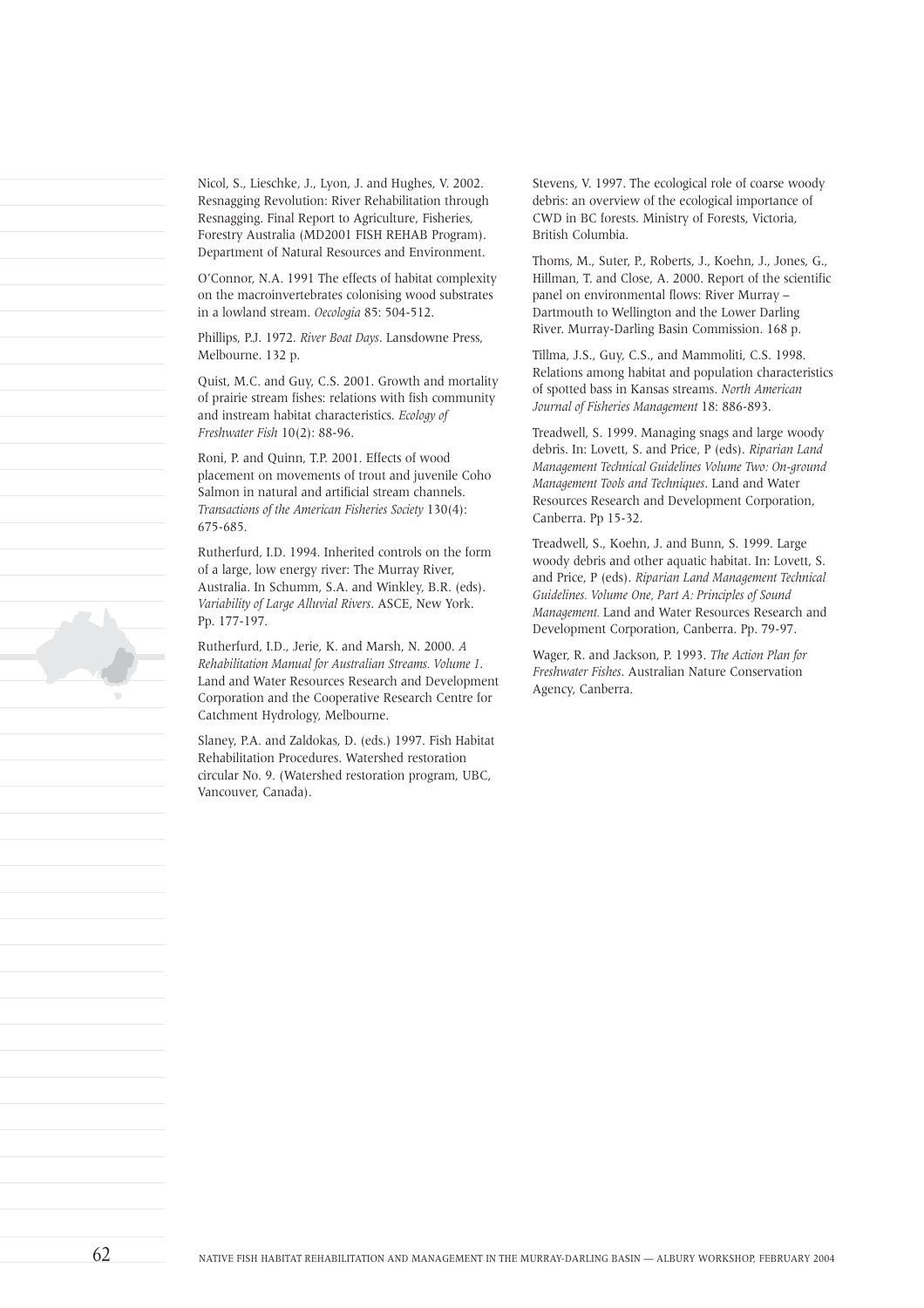Nicol, S., Lieschke, J., Lyon, J. and Hughes, V. 2002. Resnagging Revolution: River Rehabilitation through Resnagging. Final Report to Agriculture, Fisheries, Forestry Australia (MD2001 FISH REHAB Program). Department of Natural Resources and Environment.

O'Connor, N.A. 1991 The effects of habitat complexity on the macroinvertebrates colonising wood substrates in a lowland stream. *Oecologia* 85: 504-512.

Phillips, P.J. 1972. *River Boat Days*. Lansdowne Press, Melbourne. 132 p.

Quist, M.C. and Guy, C.S. 2001. Growth and mortality of prairie stream fishes: relations with fish community and instream habitat characteristics. *Ecology of Freshwater Fish* 10(2): 88-96.

Roni, P. and Quinn, T.P. 2001. Effects of wood placement on movements of trout and juvenile Coho Salmon in natural and artificial stream channels. *Transactions of the American Fisheries Society* 130(4): 675-685.

Rutherfurd, I.D. 1994. Inherited controls on the form of a large, low energy river: The Murray River, Australia. In Schumm, S.A. and Winkley, B.R. (eds). *Variability of Large Alluvial Rivers*. ASCE, New York. Pp. 177-197.

Rutherfurd, I.D., Jerie, K. and Marsh, N. 2000. *A Rehabilitation Manual for Australian Streams. Volume 1*. Land and Water Resources Research and Development Corporation and the Cooperative Research Centre for Catchment Hydrology, Melbourne.

Slaney, P.A. and Zaldokas, D. (eds.) 1997. Fish Habitat Rehabilitation Procedures. Watershed restoration circular No. 9. (Watershed restoration program, UBC, Vancouver, Canada).

Stevens, V. 1997. The ecological role of coarse woody debris: an overview of the ecological importance of CWD in BC forests. Ministry of Forests, Victoria, British Columbia.

Thoms, M., Suter, P., Roberts, J., Koehn, J., Jones, G., Hillman, T. and Close, A. 2000. Report of the scientific panel on environmental flows: River Murray – Dartmouth to Wellington and the Lower Darling River. Murray-Darling Basin Commission. 168 p.

Tillma, J.S., Guy, C.S., and Mammoliti, C.S. 1998. Relations among habitat and population characteristics of spotted bass in Kansas streams. *North American Journal of Fisheries Management* 18: 886-893.

Treadwell, S. 1999. Managing snags and large woody debris. In: Lovett, S. and Price, P (eds). *Riparian Land Management Technical Guidelines Volume Two: On-ground Management Tools and Techniques*. Land and Water Resources Research and Development Corporation, Canberra. Pp 15-32.

Treadwell, S., Koehn, J. and Bunn, S. 1999. Large woody debris and other aquatic habitat. In: Lovett, S. and Price, P (eds). *Riparian Land Management Technical Guidelines. Volume One, Part A: Principles of Sound Management*. Land and Water Resources Research and Development Corporation, Canberra. Pp. 79-97.

Wager, R. and Jackson, P. 1993. *The Action Plan for Freshwater Fishes*. Australian Nature Conservation Agency, Canberra.